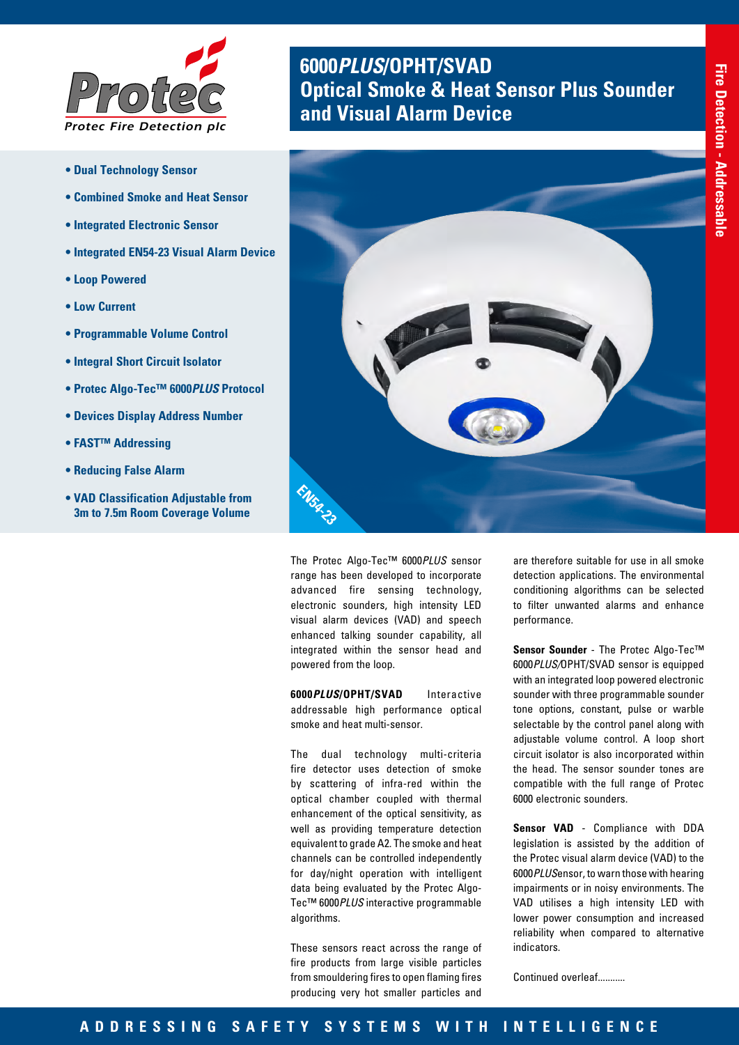Protec

Protec Fire Detection plc

# 6000*PLUS*/OPHT/SVAD Optical Smoke & Heat Sensor Plus Sounder and Visual Alarm Device

Fire Detection - Addressable

- **Dual Technology Sensor**
- **Combined Smoke and Heat Sensor**
- **Integrated Electronic Sensor**
- **Integrated EN54-23 Visual Alarm Device**
- **Loop Powered**
- **Low Current**
- **Programmable Volume Control**
- **Integral Short Circuit Isolator**
- **Protec Algo-Tec™ 6000*PLUS* Protocol**
- **Devices Display Address Number**
- **FAST™ Addressing**
- **Reducing False Alarm**
- **VAD Classification Adjustable from 3m to 7.5m Room Coverage Volume**

EN54-23

The Protec Algo-Tec™ 6000*PLUS* sensor range has been developed to incorporate advanced fire sensing technology, electronic sounders, high intensity LED visual alarm devices (VAD) and speech enhanced talking sounder capability, all integrated within the sensor head and powered from the loop.

**6000*PLUS*/OPHT/SVAD** Interactive addressable high performance optical smoke and heat multi-sensor.

The dual technology multi-criteria fire detector uses detection of smoke by scattering of infra-red within the optical chamber coupled with thermal enhancement of the optical sensitivity, as well as providing temperature detection equivalent to grade A2. The smoke and heat channels can be controlled independently for day/night operation with intelligent data being evaluated by the Protec Algo-Tec™ 6000*PLUS* interactive programmable algorithms.

These sensors react across the range of fire products from large visible particles from smouldering fires to open flaming fires producing very hot smaller particles and are therefore suitable for use in all smoke detection applications. The environmental conditioning algorithms can be selected to filter unwanted alarms and enhance performance.

**Sensor Sounder** - The Protec Algo-Tec™ 6000*PLUS*/OPHT/SVAD sensor is equipped with an integrated loop powered electronic sounder with three programmable sounder tone options, constant, pulse or warble selectable by the control panel along with adjustable volume control. A loop short circuit isolator is also incorporated within the head. The sensor sounder tones are compatible with the full range of Protec 6000 electronic sounders.

**Sensor VAD** - Compliance with DDA legislation is assisted by the addition of the Protec visual alarm device (VAD) to the 6000*PLUS*Sensor, to warn those with hearing impairments or in noisy environments. The VAD utilises a high intensity LED with lower power consumption and increased reliability when compared to alternative indicators.

Continued overleaf...........

ADDRESSING SAFETY SYSTEMS WITH INTELLIGENCE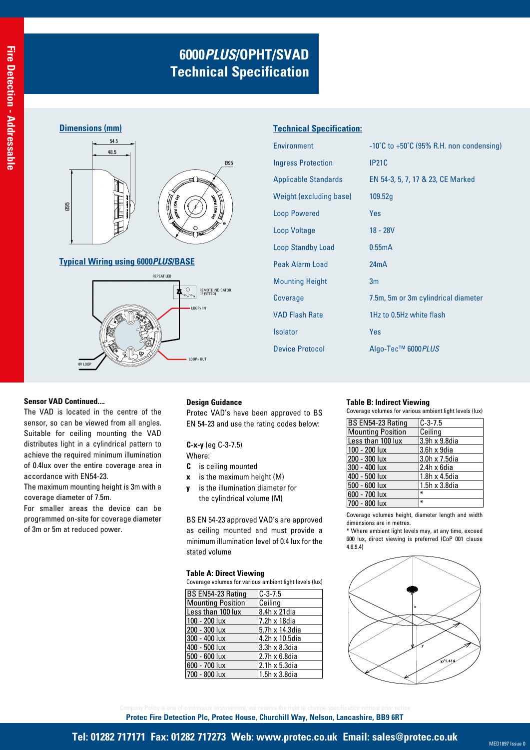# 6000*PLUS*/OPHT/SVAD Technical Specification

## Dimensions (mm)

54.5
48.5
Ø95
Ø95

## Typical Wiring using 6000*PLUS*/BASE

REPEAT LED
REMOTE INDICATOR (IF FITTED)
LOOP+ IN
LOOP+ OUT
0V LOOP

## Technical Specification:

| | |
|---|---|
| Environment | -10˚C to +50˚C (95% R.H. non condensing) |
| Ingress Protection | IP21C |
| Applicable Standards | EN 54-3, 5, 7, 17 & 23, CE Marked |
| Weight (excluding base) | 109.52g |
| Loop Powered | Yes |
| Loop Voltage | 18 - 28V |
| Loop Standby Load | 0.55mA |
| Peak Alarm Load | 24mA |
| Mounting Height | 3m |
| Coverage | 7.5m, 5m or 3m cylindrical diameter |
| VAD Flash Rate | 1Hz to 0.5Hz white flash |
| Isolator | Yes |
| Device Protocol | Algo-Tec™ 6000*PLUS* |

**Sensor VAD Continued....**

The VAD is located in the centre of the sensor, so can be viewed from all angles. Suitable for ceiling mounting the VAD distributes light in a cylindrical pattern to achieve the required minimum illumination of 0.4lux over the entire coverage area in accordance with EN54-23.

The maximum mounting height is 3m with a coverage diameter of 7.5m.

For smaller areas the device can be programmed on-site for coverage diameter of 3m or 5m at reduced power.

**Design Guidance**

Protec VAD's have been approved to BS EN 54-23 and use the rating codes below:

**C-x-y** (eg C-3-7.5)

Where:

- **C** is ceiling mounted
- **x** is the maximum height (M)
- **y** is the illumination diameter for the cylindrical volume (M)

BS EN 54-23 approved VAD's are approved as ceiling mounted and must provide a minimum illumination level of 0.4 lux for the stated volume

**Table A: Direct Viewing**

Coverage volumes for various ambient light levels (lux)

| BS EN54-23 Rating | C-3-7.5 |
|---|---|
| Mounting Position | Ceiling |
| Less than 100 lux | 8.4h x 21dia |
| 100 - 200 lux | 7.2h x 18dia |
| 200 - 300 lux | 5.7h x 14.3dia |
| 300 - 400 lux | 4.2h x 10.5dia |
| 400 - 500 lux | 3.3h x 8.3dia |
| 500 - 600 lux | 2.7h x 6.8dia |
| 600 - 700 lux | 2.1h x 5.3dia |
| 700 - 800 lux | 1.5h x 3.8dia |

**Table B: Indirect Viewing**

Coverage volumes for various ambient light levels (lux)

| BS EN54-23 Rating | C-3-7.5 |
|---|---|
| Mounting Position | Ceiling |
| Less than 100 lux | 3.9h x 9.8dia |
| 100 - 200 lux | 3.6h x 9dia |
| 200 - 300 lux | 3.0h x 7.5dia |
| 300 - 400 lux | 2.4h x 6dia |
| 400 - 500 lux | 1.8h x 4.5dia |
| 500 - 600 lux | 1.5h x 3.8dia |
| 600 - 700 lux | * |
| 700 - 800 lux | * |

Coverage volumes height, diameter length and width dimensions are in metres.

* Where ambient light levels may, at any time, exceed 600 lux, direct viewing is preferred (CoP 001 clause 4.6.9.4)

x
y
y/1.414

Company Policy is one of continuous improvement, we reserve the right to change specification without prior notice

**Protec Fire Detection Plc, Protec House, Churchill Way, Nelson, Lancashire, BB9 6RT**

**Tel: 01282 717171 Fax: 01282 717273 Web: www.protec.co.uk Email: sales@protec.co.uk**

MED1897 Issue 0